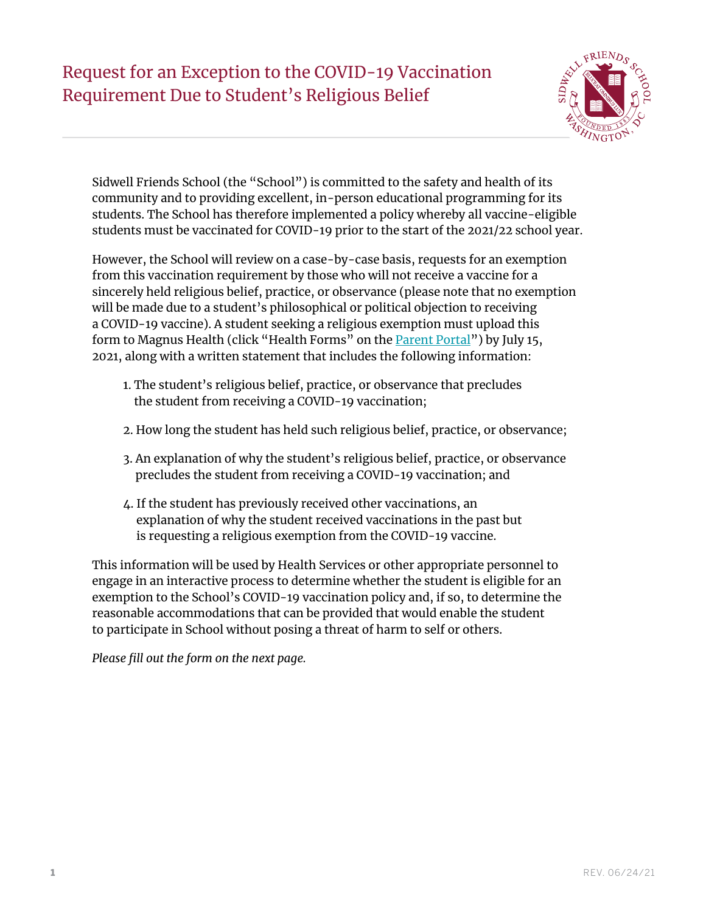# Request for an Exception to the COVID-19 Vaccination Requirement Due to Student's Religious Belief

Sidwell Friends School (the "School") is committed to the safety and health of its community and to providing excellent, in-person educational programming for its students. The School has therefore implemented a policy whereby all vaccine-eligible students must be vaccinated for COVID-19 prior to the start of the 2021/22 school year.

However, the School will review on a case-by-case basis, requests for an exemption from this vaccination requirement by those who will not receive a vaccine for a sincerely held religious belief, practice, or observance (please note that no exemption will be made due to a student's philosophical or political objection to receiving a COVID-19 vaccine). A student seeking a religious exemption must upload this form to Magnus Health (click "Health Forms" on the [Parent Portal]) by July 15, 2021, along with a written statement that includes the following information:

1. The student's religious belief, practice, or observance that precludes the student from receiving a COVID-19 vaccination;
2. How long the student has held such religious belief, practice, or observance;
3. An explanation of why the student's religious belief, practice, or observance precludes the student from receiving a COVID-19 vaccination; and
4. If the student has previously received other vaccinations, an explanation of why the student received vaccinations in the past but is requesting a religious exemption from the COVID-19 vaccine.

This information will be used by Health Services or other appropriate personnel to engage in an interactive process to determine whether the student is eligible for an exemption to the School's COVID-19 vaccination policy and, if so, to determine the reasonable accommodations that can be provided that would enable the student to participate in School without posing a threat of harm to self or others.

*Please fill out the form on the next page.*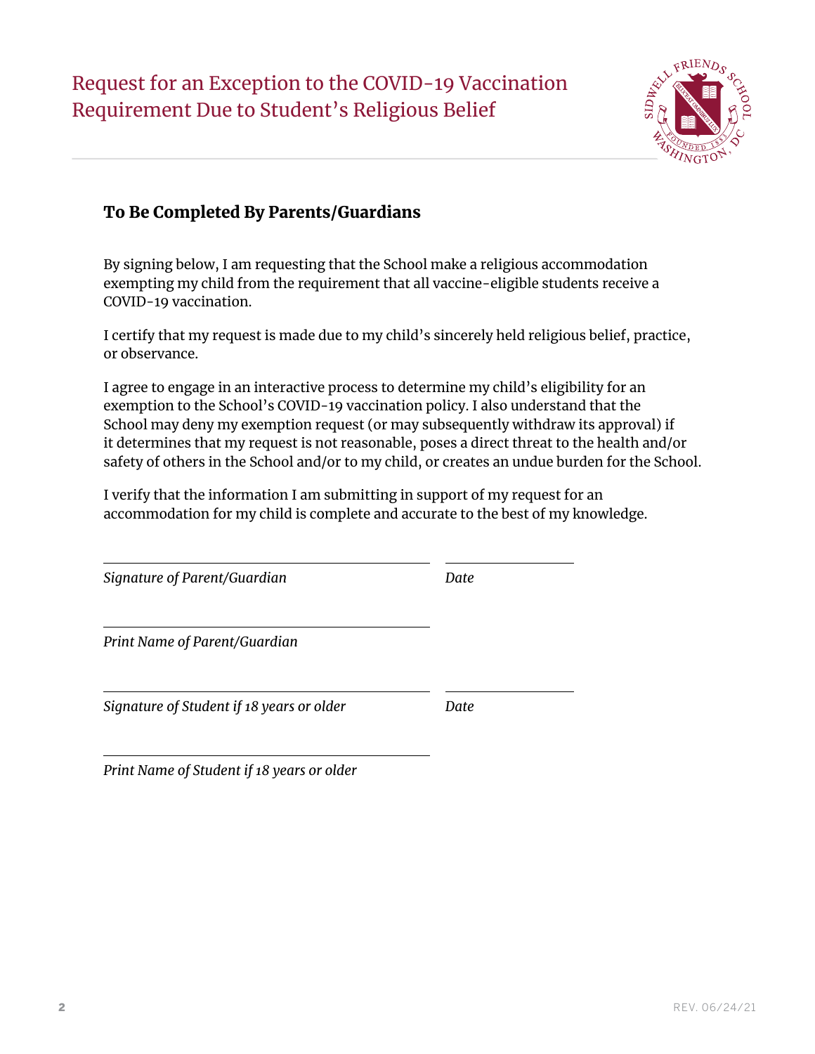# Request for an Exception to the COVID-19 Vaccination Requirement Due to Student's Religious Belief

## To Be Completed By Parents/Guardians

By signing below, I am requesting that the School make a religious accommodation exempting my child from the requirement that all vaccine-eligible students receive a COVID-19 vaccination.

I certify that my request is made due to my child's sincerely held religious belief, practice, or observance.

I agree to engage in an interactive process to determine my child's eligibility for an exemption to the School's COVID-19 vaccination policy. I also understand that the School may deny my exemption request (or may subsequently withdraw its approval) if it determines that my request is not reasonable, poses a direct threat to the health and/or safety of others in the School and/or to my child, or creates an undue burden for the School.

I verify that the information I am submitting in support of my request for an accommodation for my child is complete and accurate to the best of my knowledge.

_______________________________ _______________

*Signature of Parent/Guardian* *Date*

_______________________________

*Print Name of Parent/Guardian*

_______________________________ _______________

*Signature of Student if 18 years or older* *Date*

_______________________________

*Print Name of Student if 18 years or older*

REV. 06/24/21